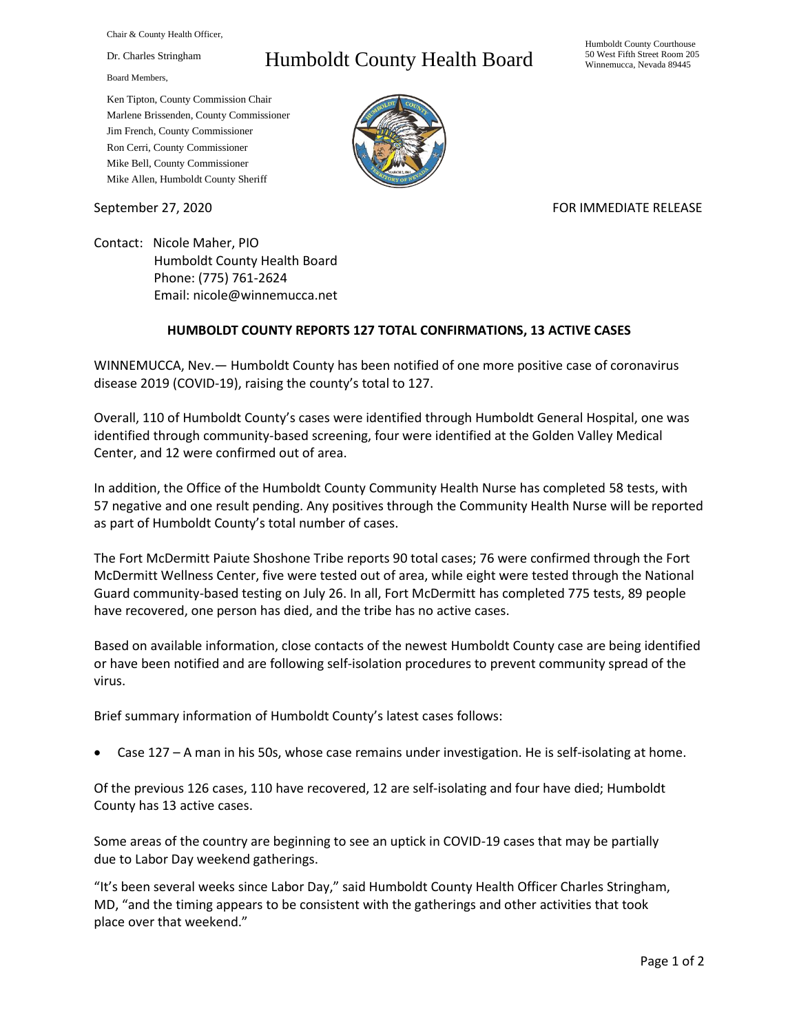Chair & County Health Officer,

Dr. Charles Stringham

Board Members,

Ken Tipton, County Commission Chair
Marlene Brissenden, County Commissioner
Jim French, County Commissioner
Ron Cerri, County Commissioner
Mike Bell, County Commissioner
Mike Allen, Humboldt County Sheriff

# Humboldt County Health Board

Humboldt County Courthouse
50 West Fifth Street Room 205
Winnemucca, Nevada 89445

September 27, 2020

FOR IMMEDIATE RELEASE

Contact: Nicole Maher, PIO
Humboldt County Health Board
Phone: (775) 761-2624
Email: nicole@winnemucca.net

**HUMBOLDT COUNTY REPORTS 127 TOTAL CONFIRMATIONS, 13 ACTIVE CASES**

WINNEMUCCA, Nev.— Humboldt County has been notified of one more positive case of coronavirus disease 2019 (COVID-19), raising the county's total to 127.

Overall, 110 of Humboldt County's cases were identified through Humboldt General Hospital, one was identified through community-based screening, four were identified at the Golden Valley Medical Center, and 12 were confirmed out of area.

In addition, the Office of the Humboldt County Community Health Nurse has completed 58 tests, with 57 negative and one result pending. Any positives through the Community Health Nurse will be reported as part of Humboldt County's total number of cases.

The Fort McDermitt Paiute Shoshone Tribe reports 90 total cases; 76 were confirmed through the Fort McDermitt Wellness Center, five were tested out of area, while eight were tested through the National Guard community-based testing on July 26. In all, Fort McDermitt has completed 775 tests, 89 people have recovered, one person has died, and the tribe has no active cases.

Based on available information, close contacts of the newest Humboldt County case are being identified or have been notified and are following self-isolation procedures to prevent community spread of the virus.

Brief summary information of Humboldt County's latest cases follows:

- Case 127 – A man in his 50s, whose case remains under investigation. He is self-isolating at home.

Of the previous 126 cases, 110 have recovered, 12 are self-isolating and four have died; Humboldt County has 13 active cases.

Some areas of the country are beginning to see an uptick in COVID-19 cases that may be partially due to Labor Day weekend gatherings.

"It's been several weeks since Labor Day," said Humboldt County Health Officer Charles Stringham, MD, "and the timing appears to be consistent with the gatherings and other activities that took place over that weekend."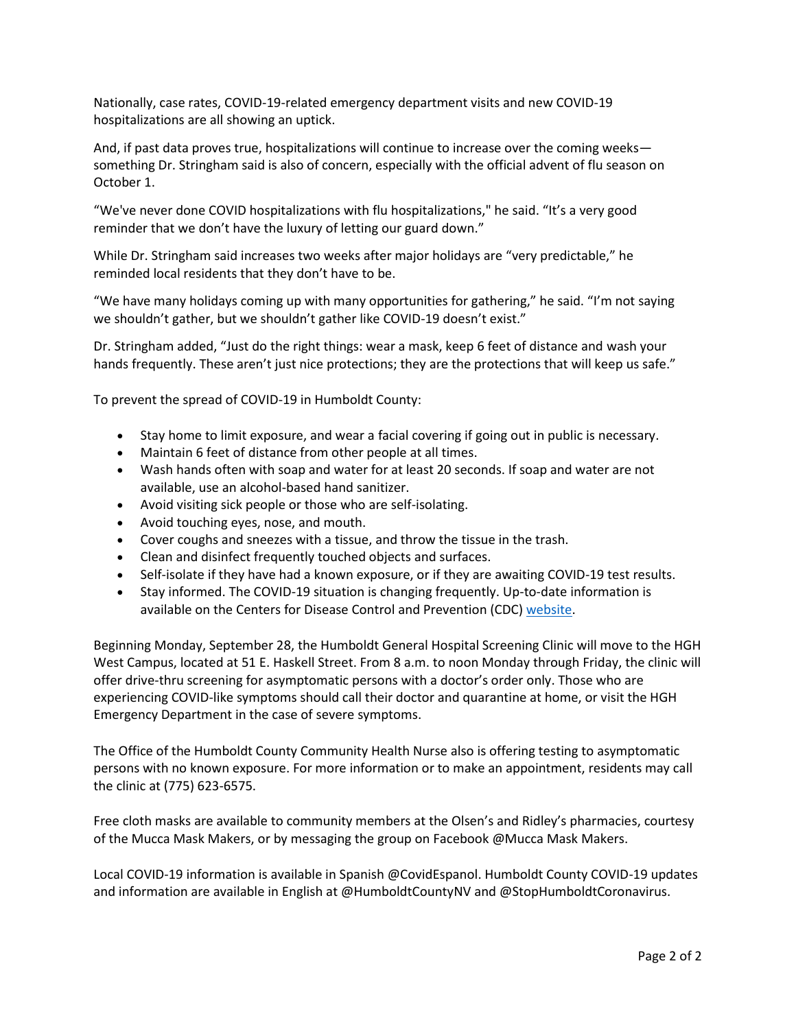Nationally, case rates, COVID-19-related emergency department visits and new COVID-19 hospitalizations are all showing an uptick.

And, if past data proves true, hospitalizations will continue to increase over the coming weeks—something Dr. Stringham said is also of concern, especially with the official advent of flu season on October 1.

"We've never done COVID hospitalizations with flu hospitalizations," he said. "It's a very good reminder that we don't have the luxury of letting our guard down."

While Dr. Stringham said increases two weeks after major holidays are "very predictable," he reminded local residents that they don't have to be.

"We have many holidays coming up with many opportunities for gathering," he said. "I'm not saying we shouldn't gather, but we shouldn't gather like COVID-19 doesn't exist."

Dr. Stringham added, "Just do the right things: wear a mask, keep 6 feet of distance and wash your hands frequently. These aren't just nice protections; they are the protections that will keep us safe."

To prevent the spread of COVID-19 in Humboldt County:

- Stay home to limit exposure, and wear a facial covering if going out in public is necessary.
- Maintain 6 feet of distance from other people at all times.
- Wash hands often with soap and water for at least 20 seconds. If soap and water are not available, use an alcohol-based hand sanitizer.
- Avoid visiting sick people or those who are self-isolating.
- Avoid touching eyes, nose, and mouth.
- Cover coughs and sneezes with a tissue, and throw the tissue in the trash.
- Clean and disinfect frequently touched objects and surfaces.
- Self-isolate if they have had a known exposure, or if they are awaiting COVID-19 test results.
- Stay informed. The COVID-19 situation is changing frequently. Up-to-date information is available on the Centers for Disease Control and Prevention (CDC) website.

Beginning Monday, September 28, the Humboldt General Hospital Screening Clinic will move to the HGH West Campus, located at 51 E. Haskell Street. From 8 a.m. to noon Monday through Friday, the clinic will offer drive-thru screening for asymptomatic persons with a doctor's order only. Those who are experiencing COVID-like symptoms should call their doctor and quarantine at home, or visit the HGH Emergency Department in the case of severe symptoms.

The Office of the Humboldt County Community Health Nurse also is offering testing to asymptomatic persons with no known exposure. For more information or to make an appointment, residents may call the clinic at (775) 623-6575.

Free cloth masks are available to community members at the Olsen's and Ridley's pharmacies, courtesy of the Mucca Mask Makers, or by messaging the group on Facebook @Mucca Mask Makers.

Local COVID-19 information is available in Spanish @CovidEspanol. Humboldt County COVID-19 updates and information are available in English at @HumboldtCountyNV and @StopHumboldtCoronavirus.